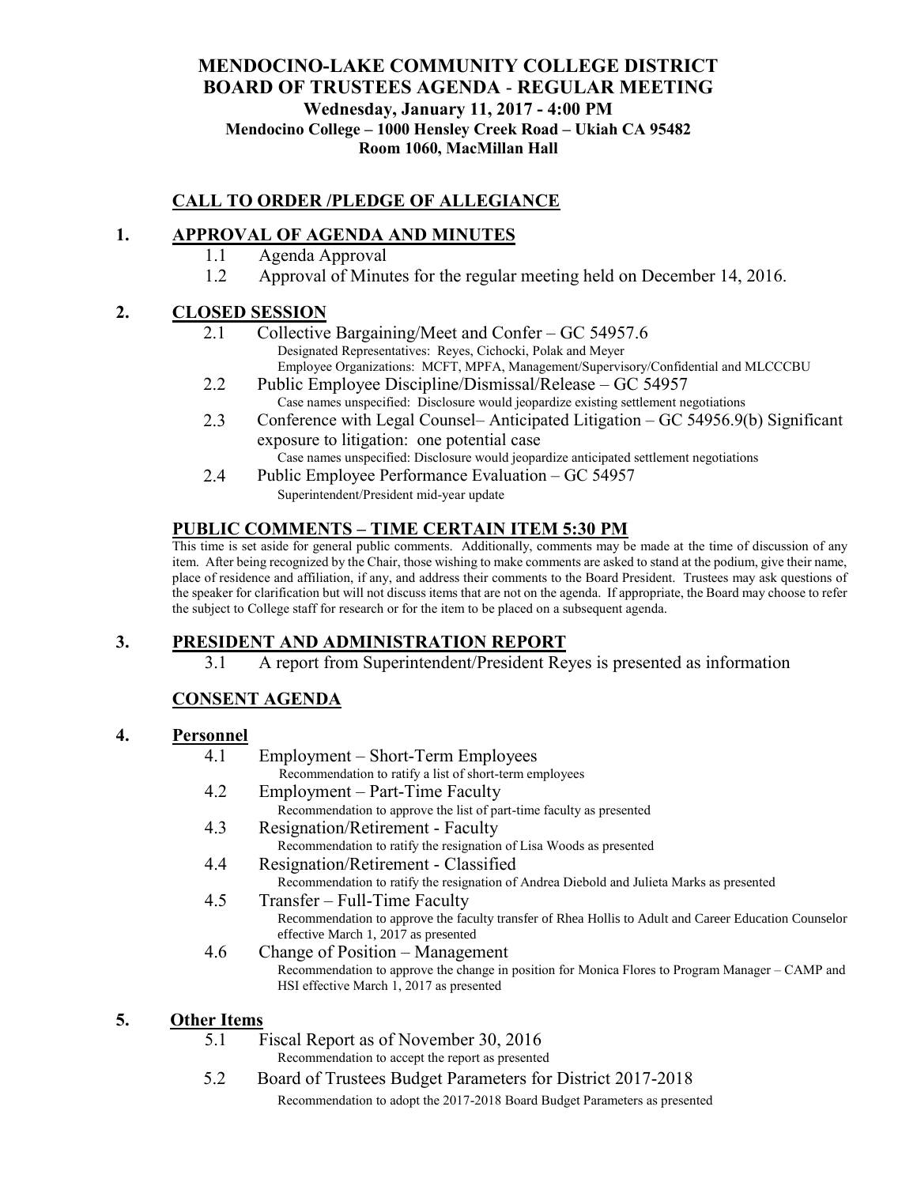# MENDOCINO-LAKE COMMUNITY COLLEGE DISTRICT
# BOARD OF TRUSTEES AGENDA - REGULAR MEETING

**Wednesday, January 11, 2017 - 4:00 PM**
**Mendocino College – 1000 Hensley Creek Road – Ukiah CA 95482**
**Room 1060, MacMillan Hall**

## CALL TO ORDER /PLEDGE OF ALLEGIANCE

## 1. APPROVAL OF AGENDA AND MINUTES

- 1.1 Agenda Approval
- 1.2 Approval of Minutes for the regular meeting held on December 14, 2016.

## 2. CLOSED SESSION

- 2.1 Collective Bargaining/Meet and Confer – GC 54957.6
  Designated Representatives: Reyes, Cichocki, Polak and Meyer
  Employee Organizations: MCFT, MPFA, Management/Supervisory/Confidential and MLCCCBU
- 2.2 Public Employee Discipline/Dismissal/Release – GC 54957
  Case names unspecified: Disclosure would jeopardize existing settlement negotiations
- 2.3 Conference with Legal Counsel– Anticipated Litigation – GC 54956.9(b) Significant exposure to litigation: one potential case
  Case names unspecified: Disclosure would jeopardize anticipated settlement negotiations
- 2.4 Public Employee Performance Evaluation – GC 54957
  Superintendent/President mid-year update

## PUBLIC COMMENTS – TIME CERTAIN ITEM 5:30 PM

This time is set aside for general public comments. Additionally, comments may be made at the time of discussion of any item. After being recognized by the Chair, those wishing to make comments are asked to stand at the podium, give their name, place of residence and affiliation, if any, and address their comments to the Board President. Trustees may ask questions of the speaker for clarification but will not discuss items that are not on the agenda. If appropriate, the Board may choose to refer the subject to College staff for research or for the item to be placed on a subsequent agenda.

## 3. PRESIDENT AND ADMINISTRATION REPORT

- 3.1 A report from Superintendent/President Reyes is presented as information

## CONSENT AGENDA

## 4. Personnel

- 4.1 Employment – Short-Term Employees
  Recommendation to ratify a list of short-term employees
- 4.2 Employment – Part-Time Faculty
  Recommendation to approve the list of part-time faculty as presented
- 4.3 Resignation/Retirement - Faculty
  Recommendation to ratify the resignation of Lisa Woods as presented
- 4.4 Resignation/Retirement - Classified
  Recommendation to ratify the resignation of Andrea Diebold and Julieta Marks as presented
- 4.5 Transfer – Full-Time Faculty
  Recommendation to approve the faculty transfer of Rhea Hollis to Adult and Career Education Counselor effective March 1, 2017 as presented
- 4.6 Change of Position – Management
  Recommendation to approve the change in position for Monica Flores to Program Manager – CAMP and HSI effective March 1, 2017 as presented

## 5. Other Items

- 5.1 Fiscal Report as of November 30, 2016
  Recommendation to accept the report as presented
- 5.2 Board of Trustees Budget Parameters for District 2017-2018
  Recommendation to adopt the 2017-2018 Board Budget Parameters as presented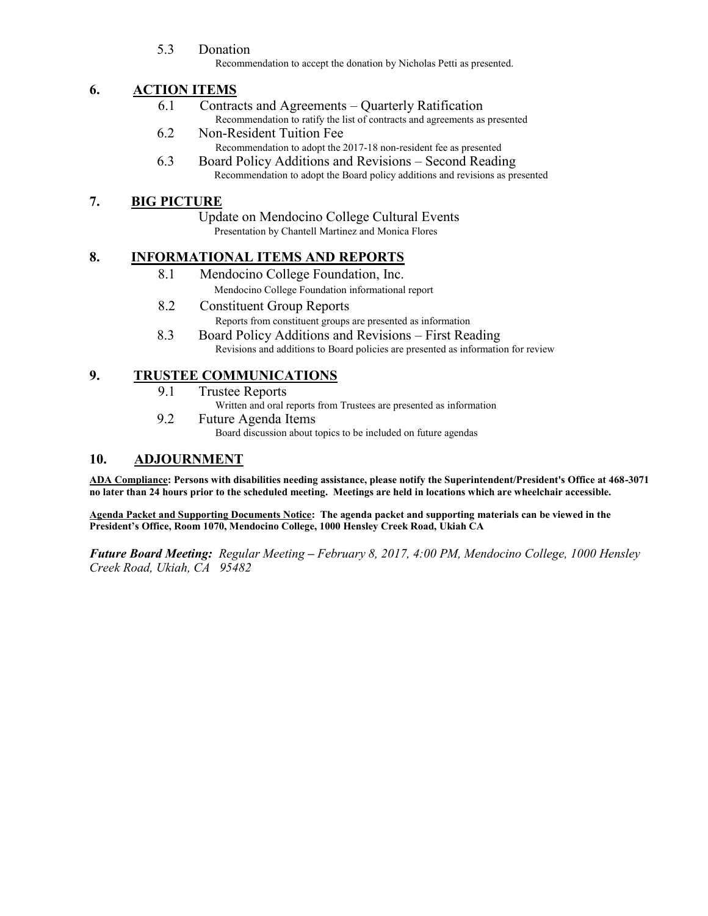5.3 Donation

Recommendation to accept the donation by Nicholas Petti as presented.

## 6. ACTION ITEMS

6.1 Contracts and Agreements – Quarterly Ratification

Recommendation to ratify the list of contracts and agreements as presented

6.2 Non-Resident Tuition Fee

Recommendation to adopt the 2017-18 non-resident fee as presented

6.3 Board Policy Additions and Revisions – Second Reading

Recommendation to adopt the Board policy additions and revisions as presented

## 7. BIG PICTURE

Update on Mendocino College Cultural Events

Presentation by Chantell Martinez and Monica Flores

## 8. INFORMATIONAL ITEMS AND REPORTS

8.1 Mendocino College Foundation, Inc.

Mendocino College Foundation informational report

8.2 Constituent Group Reports

Reports from constituent groups are presented as information

8.3 Board Policy Additions and Revisions – First Reading

Revisions and additions to Board policies are presented as information for review

## 9. TRUSTEE COMMUNICATIONS

9.1 Trustee Reports

Written and oral reports from Trustees are presented as information

9.2 Future Agenda Items

Board discussion about topics to be included on future agendas

## 10. ADJOURNMENT

**ADA Compliance: Persons with disabilities needing assistance, please notify the Superintendent/President's Office at 468-3071 no later than 24 hours prior to the scheduled meeting. Meetings are held in locations which are wheelchair accessible.**

**Agenda Packet and Supporting Documents Notice: The agenda packet and supporting materials can be viewed in the President's Office, Room 1070, Mendocino College, 1000 Hensley Creek Road, Ukiah CA**

***Future Board Meeting:*** *Regular Meeting – February 8, 2017, 4:00 PM, Mendocino College, 1000 Hensley Creek Road, Ukiah, CA 95482*